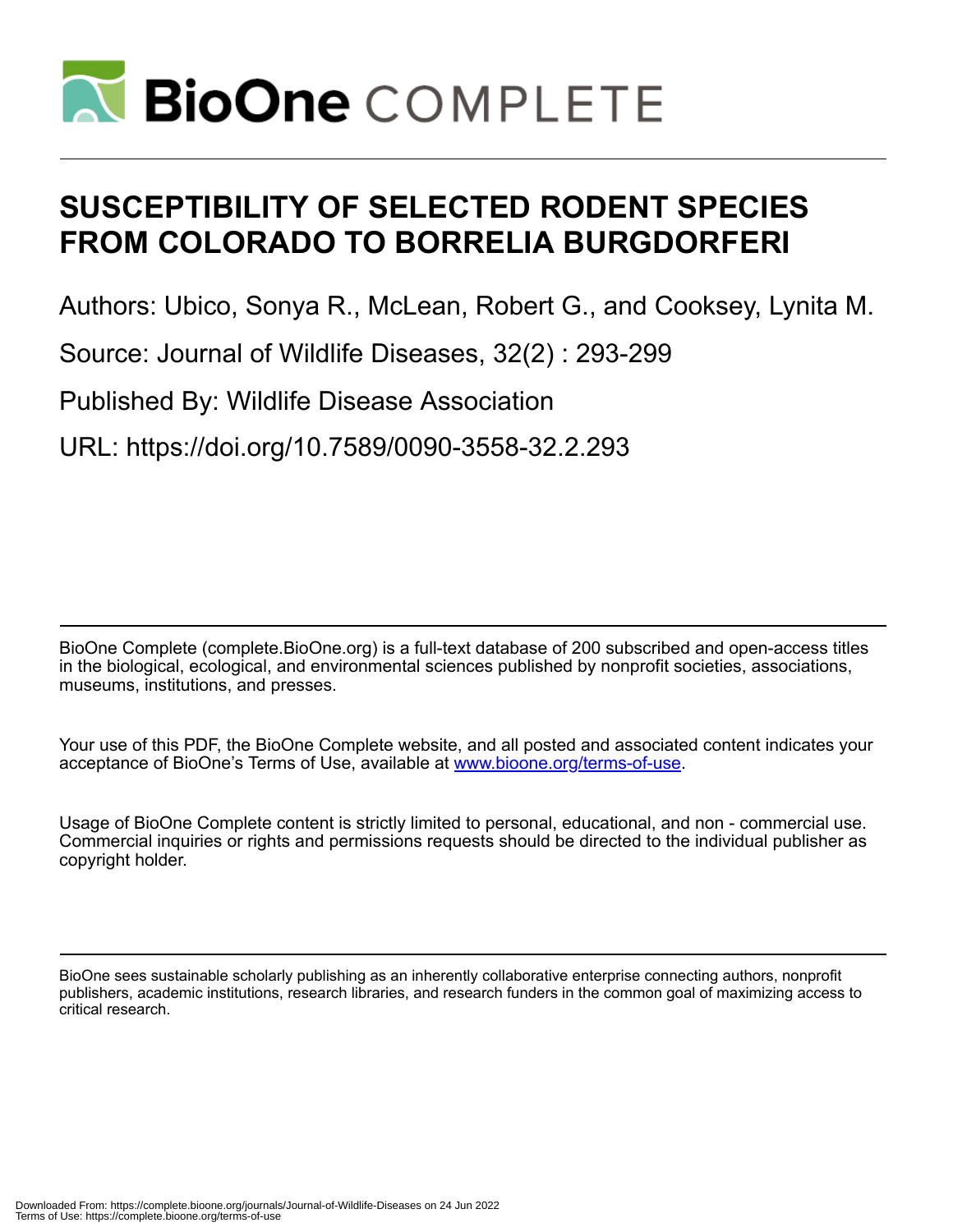# SUSCEPTIBILITY OF SELECTED RODENT SPECIES FROM COLORADO TO BORRELIA BURGDORFERI

Authors: Ubico, Sonya R., McLean, Robert G., and Cooksey, Lynita M.

Source: Journal of Wildlife Diseases, 32(2) : 293-299

Published By: Wildlife Disease Association

URL: https://doi.org/10.7589/0090-3558-32.2.293

BioOne Complete (complete.BioOne.org) is a full-text database of 200 subscribed and open-access titles in the biological, ecological, and environmental sciences published by nonprofit societies, associations, museums, institutions, and presses.

Your use of this PDF, the BioOne Complete website, and all posted and associated content indicates your acceptance of BioOne's Terms of Use, available at www.bioone.org/terms-of-use.

Usage of BioOne Complete content is strictly limited to personal, educational, and non - commercial use. Commercial inquiries or rights and permissions requests should be directed to the individual publisher as copyright holder.

BioOne sees sustainable scholarly publishing as an inherently collaborative enterprise connecting authors, nonprofit publishers, academic institutions, research libraries, and research funders in the common goal of maximizing access to critical research.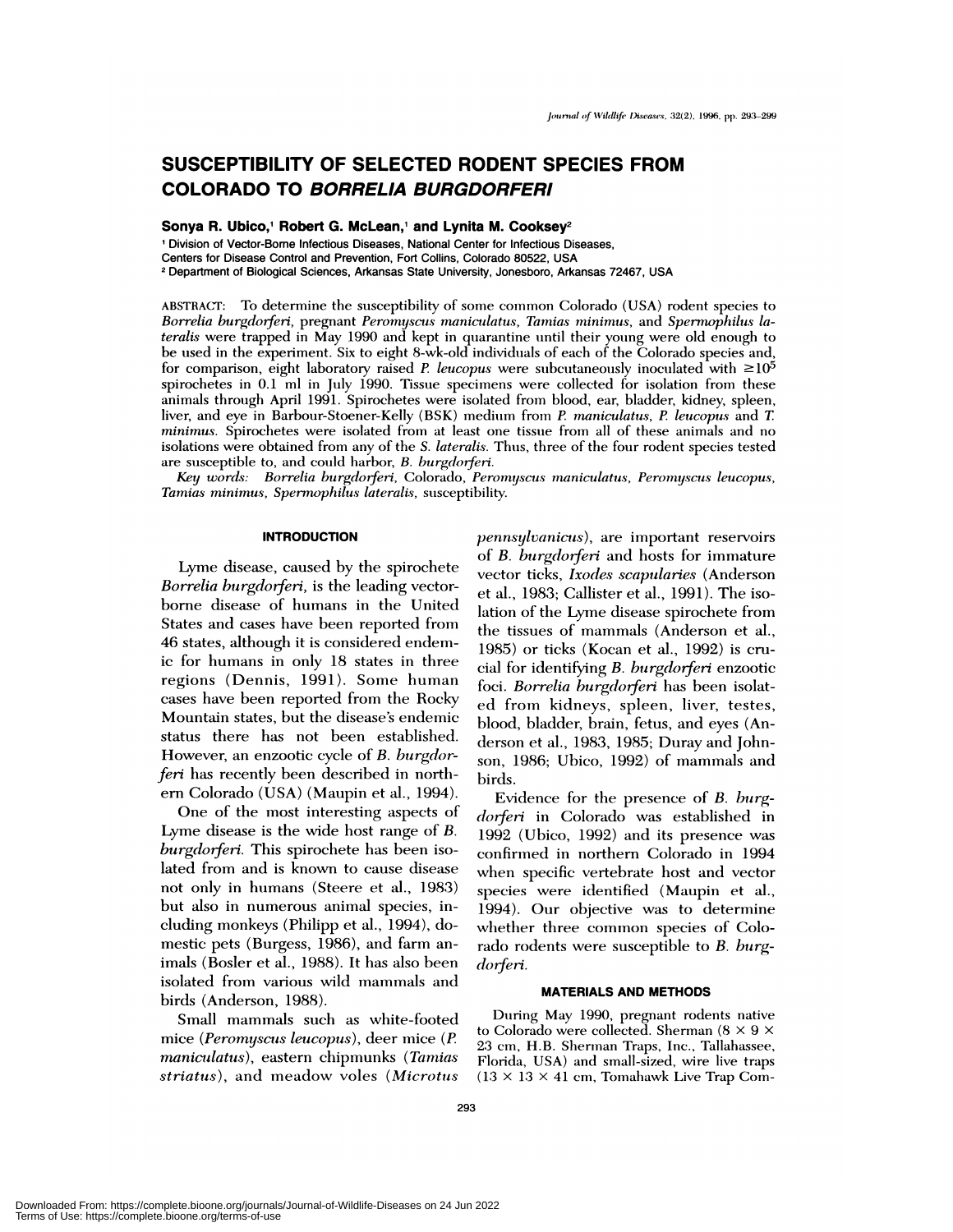# SUSCEPTIBILITY OF SELECTED RODENT SPECIES FROM COLORADO TO *BORRELIA BURGDORFERI*

**Sonya R. Ubico,[1] Robert G. McLean,[1] and Lynita M. Cooksey[2]**

[1] Division of Vector-Borne Infectious Diseases, National Center for Infectious Diseases, Centers for Disease Control and Prevention, Fort Collins, Colorado 80522, USA

[2] Department of Biological Sciences, Arkansas State University, Jonesboro, Arkansas 72467, USA

ABSTRACT: To determine the susceptibility of some common Colorado (USA) rodent species to *Borrelia burgdorferi*, pregnant *Peromyscus maniculatus*, *Tamias minimus*, and *Spermophilus lateralis* were trapped in May 1990 and kept in quarantine until their young were old enough to be used in the experiment. Six to eight 8-wk-old individuals of each of the Colorado species and, for comparison, eight laboratory raised *P. leucopus* were subcutaneously inoculated with $\geq 10^5$ spirochetes in 0.1 ml in July 1990. Tissue specimens were collected for isolation from these animals through April 1991. Spirochetes were isolated from blood, ear, bladder, kidney, spleen, liver, and eye in Barbour-Stoener-Kelly (BSK) medium from *P. maniculatus*, *P. leucopus* and *T. minimus*. Spirochetes were isolated from at least one tissue from all of these animals and no isolations were obtained from any of the *S. lateralis*. Thus, three of the four rodent species tested are susceptible to, and could harbor, *B. burgdorferi*.

*Key words:* *Borrelia burgdorferi*, Colorado, *Peromyscus maniculatus*, *Peromyscus leucopus*, *Tamias minimus*, *Spermophilus lateralis*, susceptibility.

## INTRODUCTION

Lyme disease, caused by the spirochete *Borrelia burgdorferi*, is the leading vector-borne disease of humans in the United States and cases have been reported from 46 states, although it is considered endemic for humans in only 18 states in three regions (Dennis, 1991). Some human cases have been reported from the Rocky Mountain states, but the disease's endemic status there has not been established. However, an enzootic cycle of *B. burgdorferi* has recently been described in northern Colorado (USA) (Maupin et al., 1994).

One of the most interesting aspects of Lyme disease is the wide host range of *B. burgdorferi*. This spirochete has been isolated from and is known to cause disease not only in humans (Steere et al., 1983) but also in numerous animal species, including monkeys (Philipp et al., 1994), domestic pets (Burgess, 1986), and farm animals (Bosler et al., 1988). It has also been isolated from various wild mammals and birds (Anderson, 1988).

Small mammals such as white-footed mice (*Peromyscus leucopus*), deer mice (*P. maniculatus*), eastern chipmunks (*Tamias striatus*), and meadow voles (*Microtus pennsylvanicus*), are important reservoirs of *B. burgdorferi* and hosts for immature vector ticks, *Ixodes scapularies* (Anderson et al., 1983; Callister et al., 1991). The isolation of the Lyme disease spirochete from the tissues of mammals (Anderson et al., 1985) or ticks (Kocan et al., 1992) is crucial for identifying *B. burgdorferi* enzootic foci. *Borrelia burgdorferi* has been isolated from kidneys, spleen, liver, testes, blood, bladder, brain, fetus, and eyes (Anderson et al., 1983, 1985; Duray and Johnson, 1986; Ubico, 1992) of mammals and birds.

Evidence for the presence of *B. burgdorferi* in Colorado was established in 1992 (Ubico, 1992) and its presence was confirmed in northern Colorado in 1994 when specific vertebrate host and vector species were identified (Maupin et al., 1994). Our objective was to determine whether three common species of Colorado rodents were susceptible to *B. burgdorferi*.

## MATERIALS AND METHODS

During May 1990, pregnant rodents native to Colorado were collected. Sherman (8 × 9 × 23 cm, H.B. Sherman Traps, Inc., Tallahassee, Florida, USA) and small-sized, wire live traps (13 × 13 × 41 cm, Tomahawk Live Trap Com-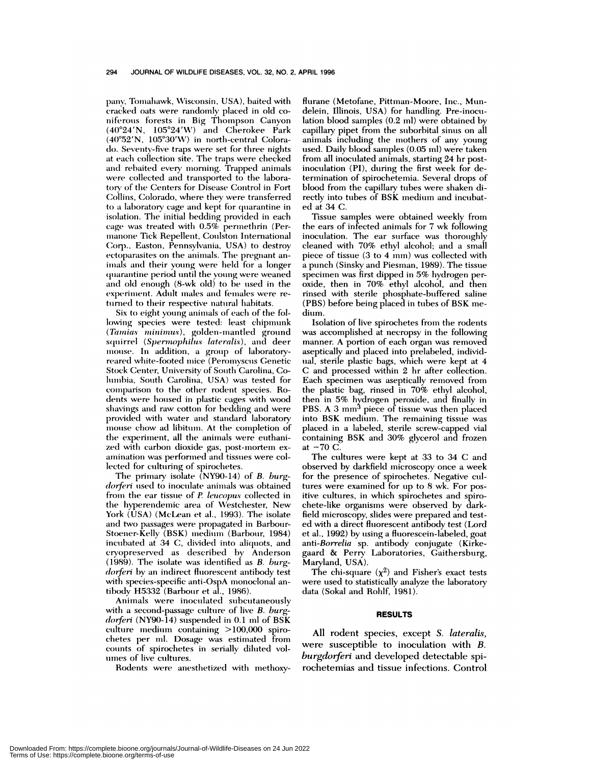pany, Tomahawk, Wisconsin, USA), baited with cracked oats were randomly placed in old coniferous forests in Big Thompson Canyon (40°24'N, 105°24'W) and Cherokee Park (40°52'N, 105°30'W) in north-central Colorado. Seventy-five traps were set for three nights at each collection site. The traps were checked and rebaited every morning. Trapped animals were collected and transported to the laboratory of the Centers for Disease Control in Fort Collins, Colorado, where they were transferred to a laboratory cage and kept for quarantine in isolation. The initial bedding provided in each cage was treated with 0.5% permethrin (Permanone Tick Repellent, Coulston International Corp., Easton, Pennsylvania, USA) to destroy ectoparasites on the animals. The pregnant animals and their young were held for a longer quarantine period until the young were weaned and old enough (8-wk old) to be used in the experiment. Adult males and females were returned to their respective natural habitats.

Six to eight young animals of each of the following species were tested: least chipmunk (*Tamias minimus*), golden-mantled ground squirrel (*Spermophilus lateralis*), and deer mouse. In addition, a group of laboratory-reared white-footed mice (Peromyscus Genetic Stock Center, University of South Carolina, Columbia, South Carolina, USA) was tested for comparison to the other rodent species. Rodents were housed in plastic cages with wood shavings and raw cotton for bedding and were provided with water and standard laboratory mouse chow ad libitum. At the completion of the experiment, all the animals were euthanized with carbon dioxide gas, post-mortem examination was performed and tissues were collected for culturing of spirochetes.

The primary isolate (NY90-14) of *B. burgdorferi* used to inoculate animals was obtained from the ear tissue of *P. leucopus* collected in the hyperendemic area of Westchester, New York (USA) (McLean et al., 1993). The isolate and two passages were propagated in Barbour-Stoener-Kelly (BSK) medium (Barbour, 1984) incubated at 34 C, divided into aliquots, and cryopreserved as described by Anderson (1989). The isolate was identified as *B. burgdorferi* by an indirect fluorescent antibody test with species-specific anti-OspA monoclonal antibody H5332 (Barbour et al., 1986).

Animals were inoculated subcutaneously with a second-passage culture of live *B. burgdorferi* (NY90-14) suspended in 0.1 ml of BSK culture medium containing >100,000 spirochetes per ml. Dosage was estimated from counts of spirochetes in serially diluted volumes of live cultures.

Rodents were anesthetized with methoxyflurane (Metofane, Pittman-Moore, Inc., Mundelein, Illinois, USA) for handling. Pre-inoculation blood samples (0.2 ml) were obtained by capillary pipet from the suborbital sinus on all animals including the mothers of any young used. Daily blood samples (0.05 ml) were taken from all inoculated animals, starting 24 hr post-inoculation (PI), during the first week for determination of spirochetemia. Several drops of blood from the capillary tubes were shaken directly into tubes of BSK medium and incubated at 34 C.

Tissue samples were obtained weekly from the ears of infected animals for 7 wk following inoculation. The ear surface was thoroughly cleaned with 70% ethyl alcohol; and a small piece of tissue (3 to 4 mm) was collected with a punch (Sinsky and Piesman, 1989). The tissue specimen was first dipped in 5% hydrogen peroxide, then in 70% ethyl alcohol, and then rinsed with sterile phosphate-buffered saline (PBS) before being placed in tubes of BSK medium.

Isolation of live spirochetes from the rodents was accomplished at necropsy in the following manner. A portion of each organ was removed aseptically and placed into prelabeled, individual, sterile plastic bags, which were kept at 4 C and processed within 2 hr after collection. Each specimen was aseptically removed from the plastic bag, rinsed in 70% ethyl alcohol, then in 5% hydrogen peroxide, and finally in PBS. A 3 $mm^3$ piece of tissue was then placed into BSK medium. The remaining tissue was placed in a labeled, sterile screw-capped vial containing BSK and 30% glycerol and frozen at −70 C.

The cultures were kept at 33 to 34 C and observed by darkfield microscopy once a week for the presence of spirochetes. Negative cultures were examined for up to 8 wk. For positive cultures, in which spirochetes and spirochete-like organisms were observed by darkfield microscopy, slides were prepared and tested with a direct fluorescent antibody test (Lord et al., 1992) by using a fluorescein-labeled, goat anti-*Borrelia* sp. antibody conjugate (Kirkegaard & Perry Laboratories, Gaithersburg, Maryland, USA).

The chi-square ($\chi^2$) and Fisher's exact tests were used to statistically analyze the laboratory data (Sokal and Rohlf, 1981).

## RESULTS

All rodent species, except *S. lateralis*, were susceptible to inoculation with *B. burgdorferi* and developed detectable spirochetemias and tissue infections. Control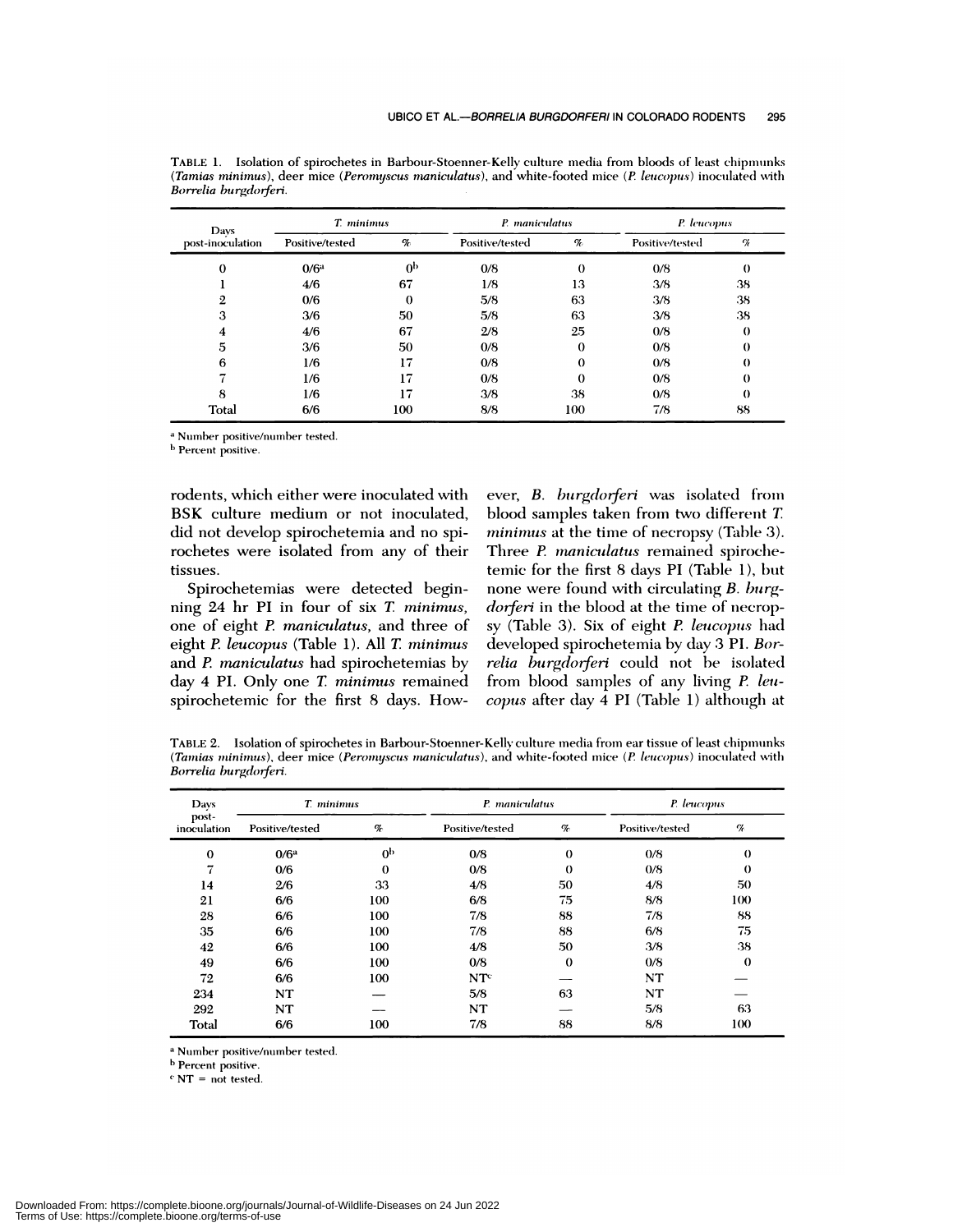TABLE 1. Isolation of spirochetes in Barbour-Stoenner-Kelly culture media from bloods of least chipmunks (*Tamias minimus*), deer mice (*Peromyscus maniculatus*), and white-footed mice (*P. leucopus*) inoculated with *Borrelia burgdorferi*.

| Days post-inoculation | *T. minimus* | | *P. maniculatus* | | *P. leucopus* | |
|---|---|---|---|---|---|---|
| | Positive/tested | % | Positive/tested | % | Positive/tested | % |
| 0 | 0/6[a] | 0[b] | 0/8 | 0 | 0/8 | 0 |
| 1 | 4/6 | 67 | 1/8 | 13 | 3/8 | 38 |
| 2 | 0/6 | 0 | 5/8 | 63 | 3/8 | 38 |
| 3 | 3/6 | 50 | 5/8 | 63 | 3/8 | 38 |
| 4 | 4/6 | 67 | 2/8 | 25 | 0/8 | 0 |
| 5 | 3/6 | 50 | 0/8 | 0 | 0/8 | 0 |
| 6 | 1/6 | 17 | 0/8 | 0 | 0/8 | 0 |
| 7 | 1/6 | 17 | 0/8 | 0 | 0/8 | 0 |
| 8 | 1/6 | 17 | 3/8 | 38 | 0/8 | 0 |
| Total | 6/6 | 100 | 8/8 | 100 | 7/8 | 88 |

[a] Number positive/number tested.

[b] Percent positive.

rodents, which either were inoculated with BSK culture medium or not inoculated, did not develop spirochetemia and no spirochetes were isolated from any of their tissues.

Spirochetemias were detected beginning 24 hr PI in four of six *T. minimus*, one of eight *P. maniculatus*, and three of eight *P. leucopus* (Table 1). All *T. minimus* and *P. maniculatus* had spirochetemias by day 4 PI. Only one *T. minimus* remained spirochetemic for the first 8 days. However, *B. burgdorferi* was isolated from blood samples taken from two different *T. minimus* at the time of necropsy (Table 3). Three *P. maniculatus* remained spirochetemic for the first 8 days PI (Table 1), but none were found with circulating *B. burgdorferi* in the blood at the time of necropsy (Table 3). Six of eight *P. leucopus* had developed spirochetemia by day 3 PI. *Borrelia burgdorferi* could not be isolated from blood samples of any living *P. leucopus* after day 4 PI (Table 1) although at

TABLE 2. Isolation of spirochetes in Barbour-Stoenner-Kelly culture media from ear tissue of least chipmunks (*Tamias minimus*), deer mice (*Peromyscus maniculatus*), and white-footed mice (*P. leucopus*) inoculated with *Borrelia burgdorferi*.

| Days post-inoculation | *T. minimus* | | *P. maniculatus* | | *P. leucopus* | |
|---|---|---|---|---|---|---|
| | Positive/tested | % | Positive/tested | % | Positive/tested | % |
| 0 | 0/6[a] | 0[b] | 0/8 | 0 | 0/8 | 0 |
| 7 | 0/6 | 0 | 0/8 | 0 | 0/8 | 0 |
| 14 | 2/6 | 33 | 4/8 | 50 | 4/8 | 50 |
| 21 | 6/6 | 100 | 6/8 | 75 | 8/8 | 100 |
| 28 | 6/6 | 100 | 7/8 | 88 | 7/8 | 88 |
| 35 | 6/6 | 100 | 7/8 | 88 | 6/8 | 75 |
| 42 | 6/6 | 100 | 4/8 | 50 | 3/8 | 38 |
| 49 | 6/6 | 100 | 0/8 | 0 | 0/8 | 0 |
| 72 | 6/6 | 100 | NT[c] | — | NT | — |
| 234 | NT | — | 5/8 | 63 | NT | — |
| 292 | NT | — | NT | — | 5/8 | 63 |
| Total | 6/6 | 100 | 7/8 | 88 | 8/8 | 100 |

[a] Number positive/number tested.

[b] Percent positive.

[c] NT = not tested.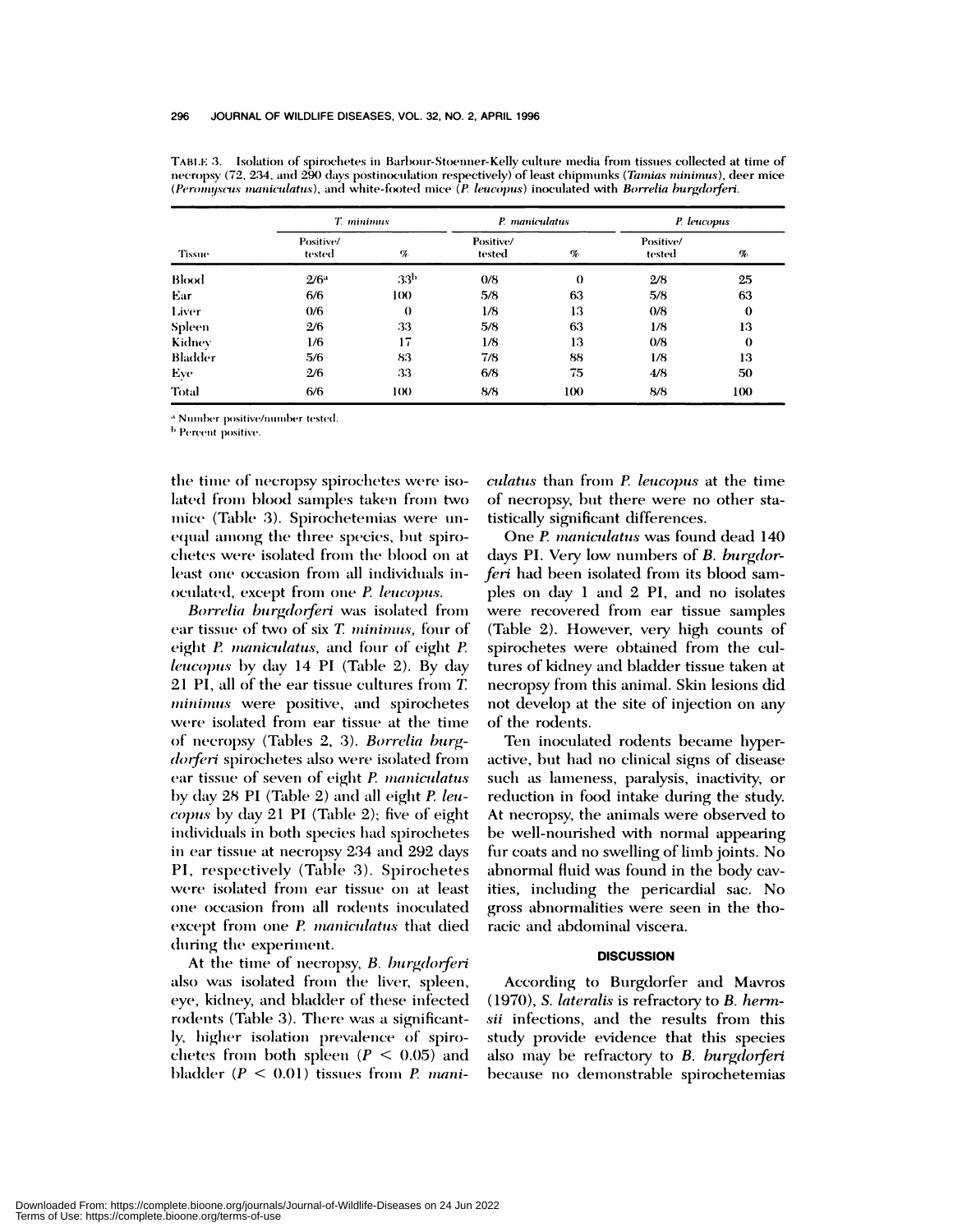TABLE 3. Isolation of spirochetes in Barbour-Stoenner-Kelly culture media from tissues collected at time of necropsy (72, 234, and 290 days postinoculation respectively) of least chipmunks (*Tamias minimus*), deer mice (*Peromyscus maniculatus*), and white-footed mice (*P. leucopus*) inoculated with *Borrelia burgdorferi*.

| | *T. minimus* | | *P. maniculatus* | | *P. leucopus* | |
|---|---|---|---|---|---|---|
| Tissue | Positive/ tested | % | Positive/ tested | % | Positive/ tested | % |
| Blood | 2/6[a] | 33[b] | 0/8 | 0 | 2/8 | 25 |
| Ear | 6/6 | 100 | 5/8 | 63 | 5/8 | 63 |
| Liver | 0/6 | 0 | 1/8 | 13 | 0/8 | 0 |
| Spleen | 2/6 | 33 | 5/8 | 63 | 1/8 | 13 |
| Kidney | 1/6 | 17 | 1/8 | 13 | 0/8 | 0 |
| Bladder | 5/6 | 83 | 7/8 | 88 | 1/8 | 13 |
| Eye | 2/6 | 33 | 6/8 | 75 | 4/8 | 50 |
| Total | 6/6 | 100 | 8/8 | 100 | 8/8 | 100 |

[a] Number positive/number tested.

[b] Percent positive.

the time of necropsy spirochetes were isolated from blood samples taken from two mice (Table 3). Spirochetemias were unequal among the three species, but spirochetes were isolated from the blood on at least one occasion from all individuals inoculated, except from one *P. leucopus*.

*Borrelia burgdorferi* was isolated from ear tissue of two of six *T. minimus*, four of eight *P. maniculatus*, and four of eight *P. leucopus* by day 14 PI (Table 2). By day 21 PI, all of the ear tissue cultures from *T. minimus* were positive, and spirochetes were isolated from ear tissue at the time of necropsy (Tables 2, 3). *Borrelia burgdorferi* spirochetes also were isolated from ear tissue of seven of eight *P. maniculatus* by day 28 PI (Table 2) and all eight *P. leucopus* by day 21 PI (Table 2); five of eight individuals in both species had spirochetes in ear tissue at necropsy 234 and 292 days PI, respectively (Table 3). Spirochetes were isolated from ear tissue on at least one occasion from all rodents inoculated except from one *P. maniculatus* that died during the experiment.

At the time of necropsy, *B. burgdorferi* also was isolated from the liver, spleen, eye, kidney, and bladder of these infected rodents (Table 3). There was a significantly higher isolation prevalence of spirochetes from both spleen ($P < 0.05$) and bladder ($P < 0.01$) tissues from *P. maniculatus* than from *P. leucopus* at the time of necropsy, but there were no other statistically significant differences.

One *P. maniculatus* was found dead 140 days PI. Very low numbers of *B. burgdorferi* had been isolated from its blood samples on day 1 and 2 PI, and no isolates were recovered from ear tissue samples (Table 2). However, very high counts of spirochetes were obtained from the cultures of kidney and bladder tissue taken at necropsy from this animal. Skin lesions did not develop at the site of injection on any of the rodents.

Ten inoculated rodents became hyperactive, but had no clinical signs of disease such as lameness, paralysis, inactivity, or reduction in food intake during the study. At necropsy, the animals were observed to be well-nourished with normal appearing fur coats and no swelling of limb joints. No abnormal fluid was found in the body cavities, including the pericardial sac. No gross abnormalities were seen in the thoracic and abdominal viscera.

## DISCUSSION

According to Burgdorfer and Mavros (1970), *S. lateralis* is refractory to *B. hermsii* infections, and the results from this study provide evidence that this species also may be refractory to *B. burgdorferi* because no demonstrable spirochetemias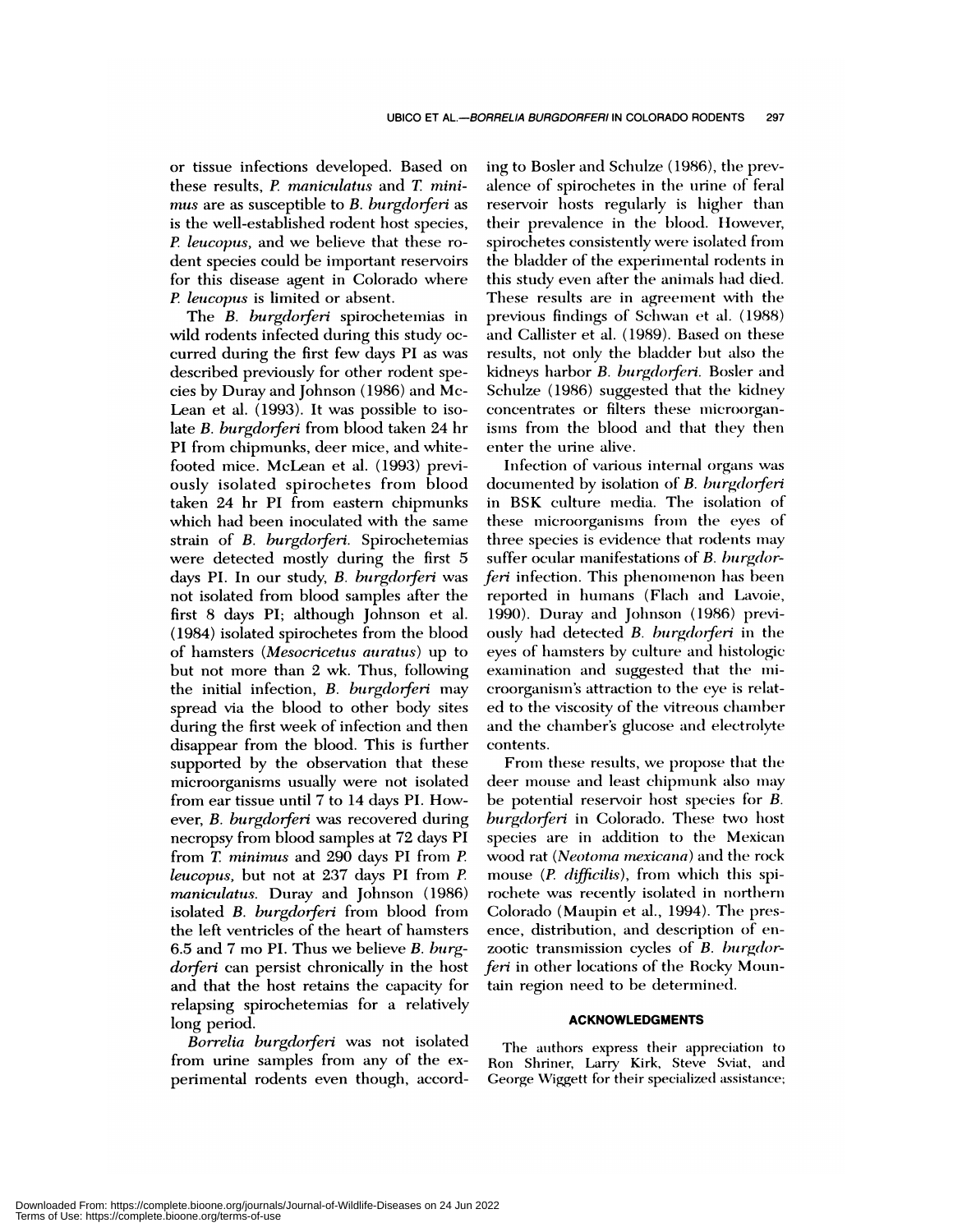or tissue infections developed. Based on these results, *P. maniculatus* and *T. minimus* are as susceptible to *B. burgdorferi* as is the well-established rodent host species, *P. leucopus*, and we believe that these rodent species could be important reservoirs for this disease agent in Colorado where *P. leucopus* is limited or absent.

The *B. burgdorferi* spirochetemias in wild rodents infected during this study occurred during the first few days PI as was described previously for other rodent species by Duray and Johnson (1986) and McLean et al. (1993). It was possible to isolate *B. burgdorferi* from blood taken 24 hr PI from chipmunks, deer mice, and white-footed mice. McLean et al. (1993) previously isolated spirochetes from blood taken 24 hr PI from eastern chipmunks which had been inoculated with the same strain of *B. burgdorferi*. Spirochetemias were detected mostly during the first 5 days PI. In our study, *B. burgdorferi* was not isolated from blood samples after the first 8 days PI; although Johnson et al. (1984) isolated spirochetes from the blood of hamsters (*Mesocricetus auratus*) up to but not more than 2 wk. Thus, following the initial infection, *B. burgdorferi* may spread via the blood to other body sites during the first week of infection and then disappear from the blood. This is further supported by the observation that these microorganisms usually were not isolated from ear tissue until 7 to 14 days PI. However, *B. burgdorferi* was recovered during necropsy from blood samples at 72 days PI from *T. minimus* and 290 days PI from *P. leucopus*, but not at 237 days PI from *P. maniculatus*. Duray and Johnson (1986) isolated *B. burgdorferi* from blood from the left ventricles of the heart of hamsters 6.5 and 7 mo PI. Thus we believe *B. burgdorferi* can persist chronically in the host and that the host retains the capacity for relapsing spirochetemias for a relatively long period.

*Borrelia burgdorferi* was not isolated from urine samples from any of the experimental rodents even though, according to Bosler and Schulze (1986), the prevalence of spirochetes in the urine of feral reservoir hosts regularly is higher than their prevalence in the blood. However, spirochetes consistently were isolated from the bladder of the experimental rodents in this study even after the animals had died. These results are in agreement with the previous findings of Schwan et al. (1988) and Callister et al. (1989). Based on these results, not only the bladder but also the kidneys harbor *B. burgdorferi*. Bosler and Schulze (1986) suggested that the kidney concentrates or filters these microorganisms from the blood and that they then enter the urine alive.

Infection of various internal organs was documented by isolation of *B. burgdorferi* in BSK culture media. The isolation of these microorganisms from the eyes of three species is evidence that rodents may suffer ocular manifestations of *B. burgdorferi* infection. This phenomenon has been reported in humans (Flach and Lavoie, 1990). Duray and Johnson (1986) previously had detected *B. burgdorferi* in the eyes of hamsters by culture and histologic examination and suggested that the microorganism's attraction to the eye is related to the viscosity of the vitreous chamber and the chamber's glucose and electrolyte contents.

From these results, we propose that the deer mouse and least chipmunk also may be potential reservoir host species for *B. burgdorferi* in Colorado. These two host species are in addition to the Mexican wood rat (*Neotoma mexicana*) and the rock mouse (*P. difficilis*), from which this spirochete was recently isolated in northern Colorado (Maupin et al., 1994). The presence, distribution, and description of enzootic transmission cycles of *B. burgdorferi* in other locations of the Rocky Mountain region need to be determined.

## ACKNOWLEDGMENTS

The authors express their appreciation to Ron Shriner, Larry Kirk, Steve Sviat, and George Wiggett for their specialized assistance;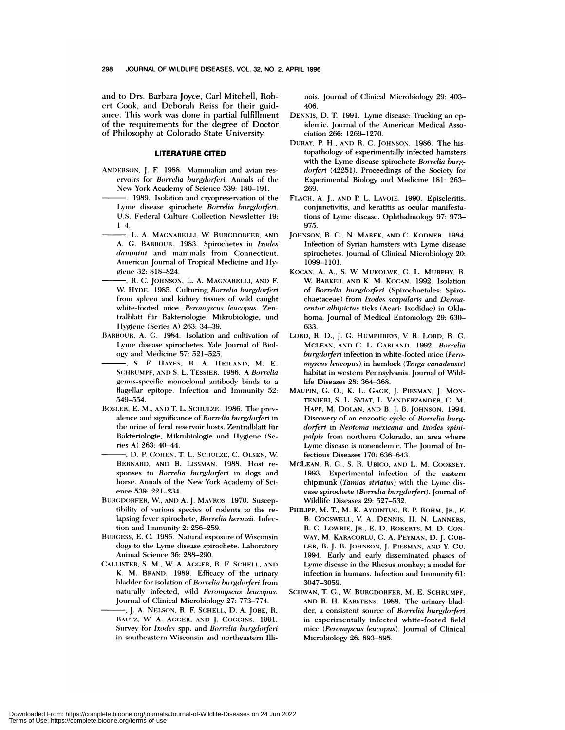and to Drs. Barbara Joyce, Carl Mitchell, Robert Cook, and Deborah Reiss for their guidance. This work was done in partial fulfillment of the requirements for the degree of Doctor of Philosophy at Colorado State University.

## LITERATURE CITED

ANDERSON, J. F. 1988. Mammalian and avian reservoirs for *Borrelia burgdorferi*. Annals of the New York Academy of Science 539: 180–191.

———. 1989. Isolation and cryopreservation of the Lyme disease spirochete *Borrelia burgdorferi*. U.S. Federal Culture Collection Newsletter 19: 1–4.

———, L. A. MAGNARELLI, W. BURGDORFER, AND A. G. BARBOUR. 1983. Spirochetes in *Ixodes dammini* and mammals from Connecticut. American Journal of Tropical Medicine and Hygiene 32: 818–824.

———, R. C. JOHNSON, L. A. MAGNARELLI, AND F. W. HYDE. 1985. Culturing *Borrelia burgdorferi* from spleen and kidney tissues of wild caught white-footed mice, *Peromyscus leucopus*. Zentralblatt für Bakteriologie, Mikrobiologie, und Hygiene (Series A) 263: 34–39.

BARBOUR, A. G. 1984. Isolation and cultivation of Lyme disease spirochetes. Yale Journal of Biology and Medicine 57: 521–525.

———, S. F. HAYES, R. A. HEILAND, M. E. SCHRUMPF, AND S. L. TESSIER. 1986. A *Borrelia* genus-specific monoclonal antibody binds to a flagellar epitope. Infection and Immunity 52: 549–554.

BOSLER, E. M., AND T. L. SCHULZE. 1986. The prevalence and significance of *Borrelia burgdorferi* in the urine of feral reservoir hosts. Zentralblatt für Bakteriologie, Mikrobiologie und Hygiene (Series A) 263: 40–44.

———, D. P. COHEN, T. L. SCHULZE, C. OLSEN, W. BERNARD, AND B. LISSMAN. 1988. Host responses to *Borrelia burgdorferi* in dogs and horse. Annals of the New York Academy of Science 539: 221–234.

BURGDORFER, W., AND A. J. MAVROS. 1970. Susceptibility of various species of rodents to the relapsing fever spirochete, *Borrelia hermsii*. Infection and Immunity 2: 256–259.

BURGESS, E. C. 1986. Natural exposure of Wisconsin dogs to the Lyme disease spirochete. Laboratory Animal Science 36: 288–290.

CALLISTER, S. M., W. A. AGGER, R. F. SCHELL, AND K. M. BRAND. 1989. Efficacy of the urinary bladder for isolation of *Borrelia burgdorferi* from naturally infected, wild *Peromyscus leucopus*. Journal of Clinical Microbiology 27: 773–774.

———, J. A. NELSON, R. F. SCHELL, D. A. JOBE, R. BAUTZ, W. A. AGGER, AND J. COGGINS. 1991. Survey for *Ixodes* spp. and *Borrelia burgdorferi* in southeastern Wisconsin and northeastern Illinois. Journal of Clinical Microbiology 29: 403–406.

DENNIS, D. T. 1991. Lyme disease: Tracking an epidemic. Journal of the American Medical Association 266: 1269–1270.

DURAY, P. H., AND R. C. JOHNSON. 1986. The histopathology of experimentally infected hamsters with the Lyme disease spirochete *Borrelia burgdorferi* (42251). Proceedings of the Society for Experimental Biology and Medicine 181: 263–269.

FLACH, A. J., AND P. L. LAVOIE. 1990. Episcleritis, conjunctivitis, and keratitis as ocular manifestations of Lyme disease. Ophthalmology 97: 973–975.

JOHNSON, R. C., N. MAREK, AND C. KODNER. 1984. Infection of Syrian hamsters with Lyme disease spirochetes. Journal of Clinical Microbiology 20: 1099–1101.

KOCAN, A. A., S. W. MUKOLWE, G. L. MURPHY, R. W. BARKER, AND K. M. KOCAN. 1992. Isolation of *Borrelia burgdorferi* (Spirochaetales: Spirochaetaceae) from *Ixodes scapularis* and *Dermacentor albipictus* ticks (Acari: Ixodidae) in Oklahoma. Journal of Medical Entomology 29: 630–633.

LORD, R. D., J. G. HUMPHREYS, V. R. LORD, R. G. MCLEAN, AND C. L. GARLAND. 1992. *Borrelia burgdorferi* infection in white-footed mice (*Peromyscus leucopus*) in hemlock (*Tsuga canadensis*) habitat in western Pennsylvania. Journal of Wildlife Diseases 28: 364–368.

MAUPIN, G. O., K. L. GAGE, J. PIESMAN, J. MONTENIERI, S. L. SVIAT, L. VANDERZANDER, C. M. HAPP, M. DOLAN, AND B. J. B. JOHNSON. 1994. Discovery of an enzootic cycle of *Borrelia burgdorferi* in *Neotoma mexicana* and *Ixodes spinipalpis* from northern Colorado, an area where Lyme disease is nonendemic. The Journal of Infectious Diseases 170: 636–643.

MCLEAN, R. G., S. R. UBICO, AND L. M. COOKSEY. 1993. Experimental infection of the eastern chipmunk (*Tamias striatus*) with the Lyme disease spirochete (*Borrelia burgdorferi*). Journal of Wildlife Diseases 29: 527–532.

PHILIPP, M. T., M. K. AYDINTUG, R. P. BOHM, JR., F. B. COGSWELL, V. A. DENNIS, H. N. LANNERS, R. C. LOWRIE, JR., E. D. ROBERTS, M. D. CONWAY, M. KARACORLU, G. A. PEYMAN, D. J. GUBLER, B. J. B. JOHNSON, J. PIESMAN, AND Y. GU. 1994. Early and early disseminated phases of Lyme disease in the Rhesus monkey; a model for infection in humans. Infection and Immunity 61: 3047–3059.

SCHWAN, T. G., W. BURGDORFER, M. E. SCHRUMPF, AND R. H. KARSTENS. 1988. The urinary bladder, a consistent source of *Borrelia burgdorferi* in experimentally infected white-footed field mice (*Peromyscus leucopus*). Journal of Clinical Microbiology 26: 893–895.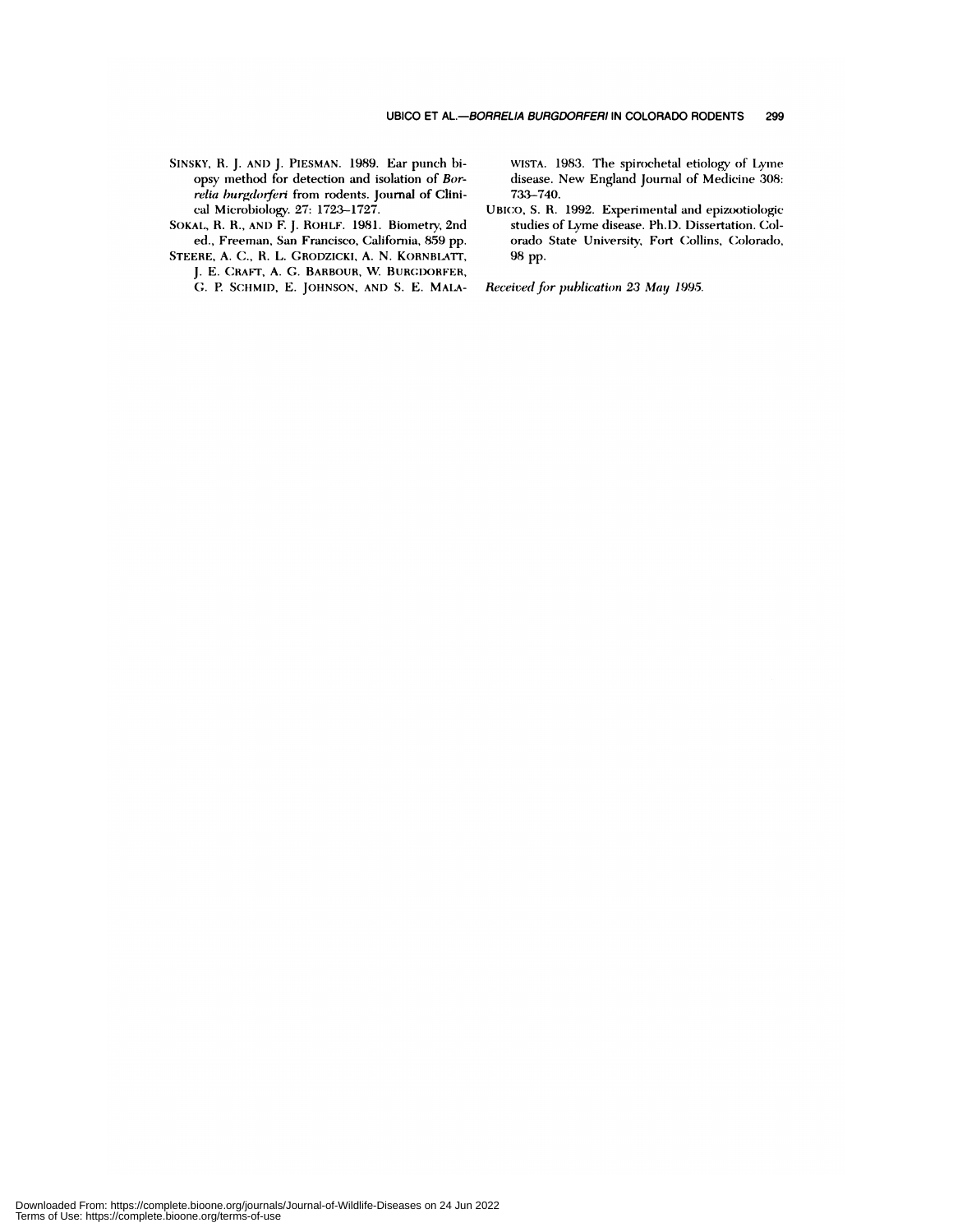SINSKY, R. J. AND J. PIESMAN. 1989. Ear punch biopsy method for detection and isolation of *Borrelia burgdorferi* from rodents. Journal of Clinical Microbiology. 27: 1723–1727.

SOKAL, R. R., AND F. J. ROHLF. 1981. Biometry, 2nd ed., Freeman, San Francisco, California, 859 pp.

STEERE, A. C., R. L. GRODZICKI, A. N. KORNBLATT, J. E. CRAFT, A. G. BARBOUR, W. BURGDORFER, G. P. SCHMID, E. JOHNSON, AND S. E. MALAWISTA. 1983. The spirochetal etiology of Lyme disease. New England Journal of Medicine 308: 733–740.

UBICO, S. R. 1992. Experimental and epizootiologic studies of Lyme disease. Ph.D. Dissertation. Colorado State University, Fort Collins, Colorado, 98 pp.

*Received for publication 23 May 1995.*

Downloaded From: https://complete.bioone.org/journals/Journal-of-Wildlife-Diseases on 24 Jun 2022
Terms of Use: https://complete.bioone.org/terms-of-use